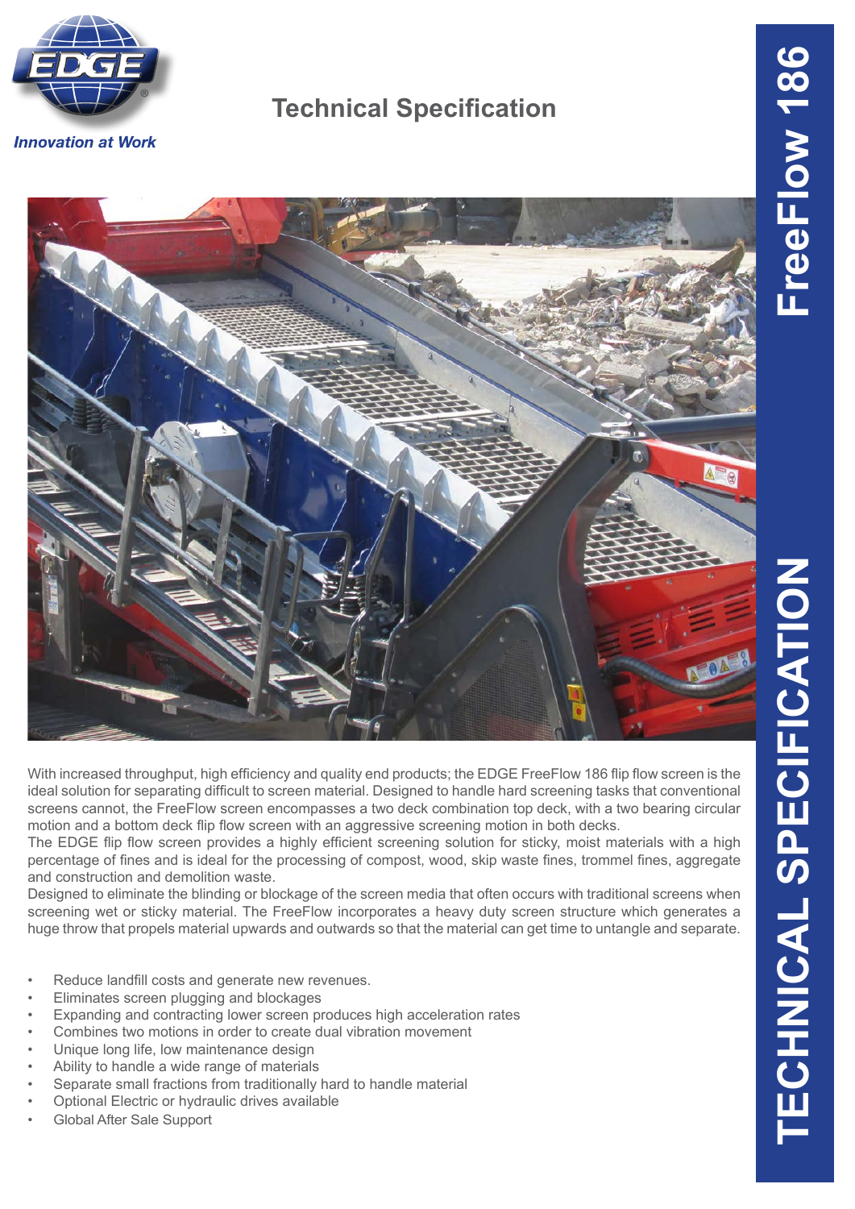EDGE

*Innovation at Work*

# Technical Specification

# FreeFlow 186

## TECHNICAL SPECIFICATION

With increased throughput, high efficiency and quality end products; the EDGE FreeFlow 186 flip flow screen is the ideal solution for separating difficult to screen material. Designed to handle hard screening tasks that conventional screens cannot, the FreeFlow screen encompasses a two deck combination top deck, with a two bearing circular motion and a bottom deck flip flow screen with an aggressive screening motion in both decks.

The EDGE flip flow screen provides a highly efficient screening solution for sticky, moist materials with a high percentage of fines and is ideal for the processing of compost, wood, skip waste fines, trommel fines, aggregate and construction and demolition waste.

Designed to eliminate the blinding or blockage of the screen media that often occurs with traditional screens when screening wet or sticky material. The FreeFlow incorporates a heavy duty screen structure which generates a huge throw that propels material upwards and outwards so that the material can get time to untangle and separate.

- Reduce landfill costs and generate new revenues.
- Eliminates screen plugging and blockages
- Expanding and contracting lower screen produces high acceleration rates
- Combines two motions in order to create dual vibration movement
- Unique long life, low maintenance design
- Ability to handle a wide range of materials
- Separate small fractions from traditionally hard to handle material
- Optional Electric or hydraulic drives available
- Global After Sale Support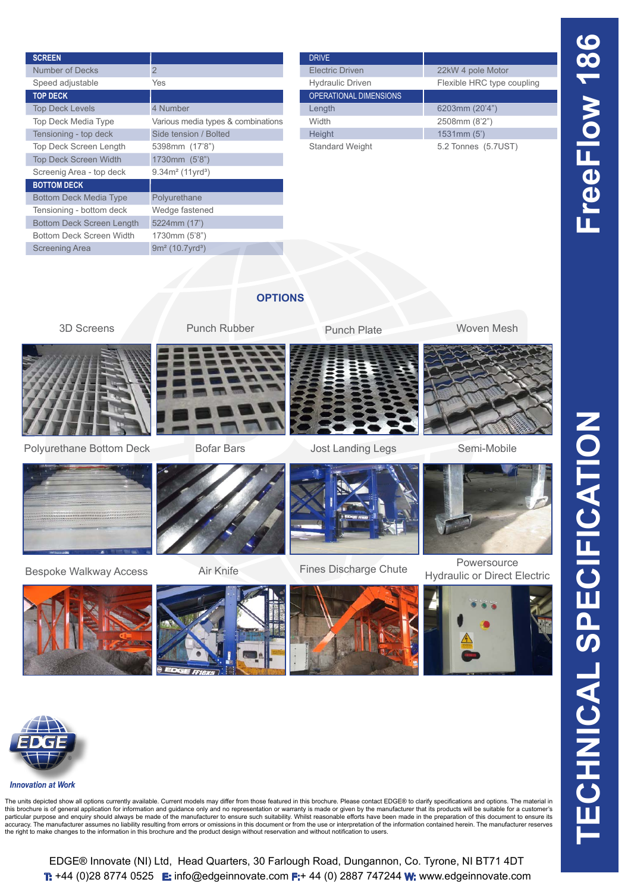# FreeFlow 186

## TECHNICAL SPECIFICATION

| SCREEN | |
|---|---|
| Number of Decks | 2 |
| Speed adjustable | Yes |
| **TOP DECK** | |
| Top Deck Levels | 4 Number |
| Top Deck Media Type | Various media types & combinations |
| Tensioning - top deck | Side tension / Bolted |
| Top Deck Screen Length | 5398mm (17'8") |
| Top Deck Screen Width | 1730mm (5'8") |
| Screenig Area - top deck | 9.34m² (11yrd³) |
| **BOTTOM DECK** | |
| Bottom Deck Media Type | Polyurethane |
| Tensioning - bottom deck | Wedge fastened |
| Bottom Deck Screen Length | 5224mm (17') |
| Bottom Deck Screen Width | 1730mm (5'8") |
| Screening Area | 9m² (10.7yrd³) |

| DRIVE | |
|---|---|
| Electric Driven | 22kW 4 pole Motor |
| Hydraulic Driven | Flexible HRC type coupling |
| **OPERATIONAL DIMENSIONS** | |
| Length | 6203mm (20'4") |
| Width | 2508mm (8'2") |
| Height | 1531mm (5') |
| Standard Weight | 5.2 Tonnes (5.7UST) |

## OPTIONS

3D Screens

Punch Rubber

Punch Plate

Woven Mesh

Polyurethane Bottom Deck

Bofar Bars

Jost Landing Legs

Semi-Mobile

Bespoke Walkway Access

Air Knife

Fines Discharge Chute

Powersource Hydraulic or Direct Electric

EDGE

*Innovation at Work*

The units depicted show all options currently available. Current models may differ from those featured in this brochure. Please contact EDGE® to clarify specifications and options. The material in this brochure is of general application for information and guidance only and no representation or warranty is made or given by the manufacturer that its products will be suitable for a customer's particular purpose and enquiry should always be made of the manufacturer to ensure such suitability. Whilst reasonable efforts have been made in the preparation of this document to ensure its accuracy. The manufacturer assumes no liability resulting from errors or omissions in this document or from the use or interpretation of the information contained herein. The manufacturer reserves the right to make changes to the information in this brochure and the product design without reservation and without notification to users.

EDGE® Innovate (NI) Ltd, Head Quarters, 30 Farlough Road, Dungannon, Co. Tyrone, NI BT71 4DT

**T:** +44 (0)28 8774 0525 **E:** info@edgeinnovate.com **F:** + 44 (0) 2887 747244 **W:** www.edgeinnovate.com